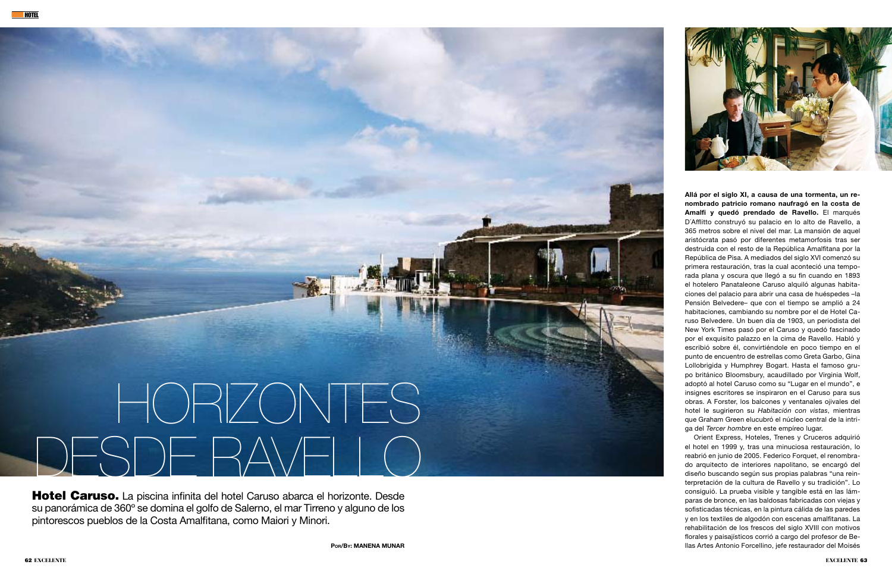# HORIZONTES DESDE RAVELLO

**Hotel Caruso.** La piscina infinita del hotel Caruso abarca el horizonte. Desde su panorámica de 360º se domina el golfo de Salerno, el mar Tirreno y alguno de los pintorescos pueblos de la Costa Amalfitana, como Maiori y Minori.

POR/BY: **MANENA MUNAR**

**Allá por el siglo XI, a causa de una tormenta, un renombrado patricio romano naufragó en la costa de Amalfi y quedó prendado de Ravello.** El marqués D'Afflitto construyó su palacio en lo alto de Ravello, a 365 metros sobre el nivel del mar. La mansión de aquel aristócrata pasó por diferentes metamorfosis tras ser destruida con el resto de la República Amalfitana por la República de Pisa. A mediados del siglo XVI comenzó su primera restauración, tras la cual aconteció una temporada plana y oscura que llegó a su fin cuando en 1893 el hotelero Panataleone Caruso alquiló algunas habitaciones del palacio para abrir una casa de huéspedes –la Pensión Belvedere– que con el tiempo se amplió a 24 habitaciones, cambiando su nombre por el de Hotel Caruso Belvedere. Un buen día de 1903, un periodista del New York Times pasó por el Caruso y quedó fascinado por el exquisito palazzo en la cima de Ravello. Habló y escribió sobre él, convirtiéndole en poco tiempo en el punto de encuentro de estrellas como Greta Garbo, Gina Lollobrigida y Humphrey Bogart. Hasta el famoso grupo británico Bloomsbury, acaudillado por Virginia Wolf, adoptó al hotel Caruso como su "Lugar en el mundo", e insignes escritores se inspiraron en el Caruso para sus obras. A Forster, los balcones y ventanales ojivales del hotel le sugirieron su *Habitación con vistas*, mientras que Graham Green elucubró el núcleo central de la intriga del *Tercer hombre* en este empíreo lugar.

Orient Express, Hoteles, Trenes y Cruceros adquirió el hotel en 1999 y, tras una minuciosa restauración, lo reabrió en junio de 2005. Federico Forquet, el renombrado arquitecto de interiores napolitano, se encargó del diseño buscando según sus propias palabras "una reinterpretación de la cultura de Ravello y su tradición". Lo consiguió. La prueba visible y tangible está en las lámparas de bronce, en las baldosas fabricadas con viejas y sofisticadas técnicas, en la pintura cálida de las paredes y en los textiles de algodón con escenas amalfitanas. La rehabilitación de los frescos del siglo XVIII con motivos florales y paisajísticos corrió a cargo del profesor de Bellas Artes Antonio Forcellino, jefe restaurador del Moisés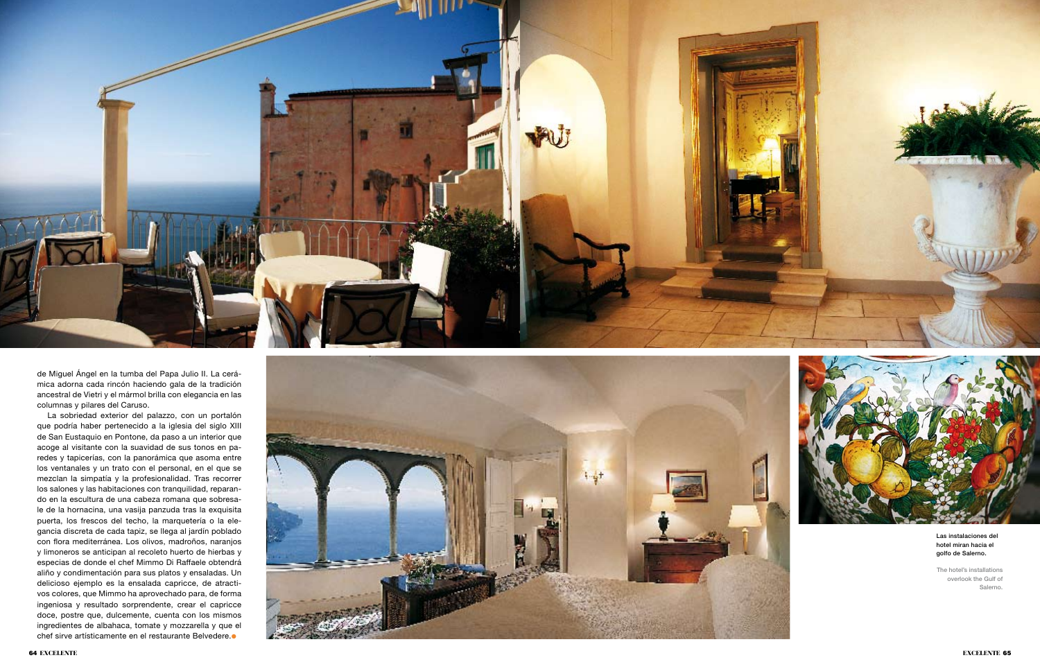de Miguel Ángel en la tumba del Papa Julio II. La cerámica adorna cada rincón haciendo gala de la tradición ancestral de Vietri y el mármol brilla con elegancia en las columnas y pilares del Caruso.

La sobriedad exterior del palazzo, con un portalón que podría haber pertenecido a la iglesia del siglo XIII de San Eustaquio en Pontone, da paso a un interior que acoge al visitante con la suavidad de sus tonos en paredes y tapicerías, con la panorámica que asoma entre los ventanales y un trato con el personal, en el que se mezclan la simpatía y la profesionalidad. Tras recorrer los salones y las habitaciones con tranquilidad, reparando en la escultura de una cabeza romana que sobresale de la hornacina, una vasija panzuda tras la exquisita puerta, los frescos del techo, la marquetería o la elegancia discreta de cada tapiz, se llega al jardín poblado con flora mediterránea. Los olivos, madroños, naranjos y limoneros se anticipan al recoleto huerto de hierbas y especias de donde el chef Mimmo Di Raffaele obtendrá aliño y condimentación para sus platos y ensaladas. Un delicioso ejemplo es la ensalada capricce, de atractivos colores, que Mimmo ha aprovechado para, de forma ingeniosa y resultado sorprendente, crear el capricce doce, postre que, dulcemente, cuenta con los mismos ingredientes de albahaca, tomate y mozzarella y que el chef sirve artísticamente en el restaurante Belvedere.●

**Las instalaciones del hotel miran hacia el golfo de Salerno.**

The hotel's installations overlook the Gulf of Salerno.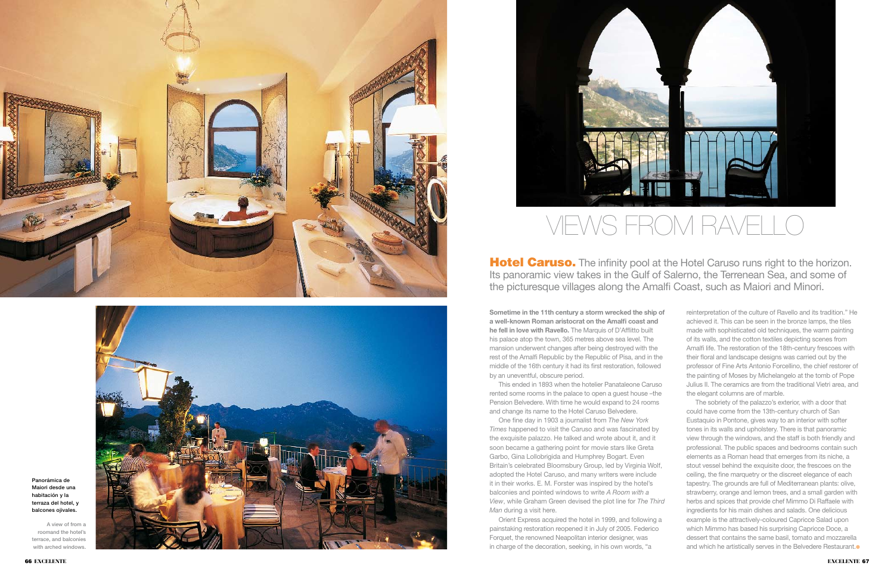Panorámica de Maiori desde una habitación y la terraza del hotel, y balcones ojivales.

A view of from a roomand the hotel's terrace, and balconies with arched windows.

# VIEWS FROM RAVELLO

**Hotel Caruso.** The infinity pool at the Hotel Caruso runs right to the horizon. Its panoramic view takes in the Gulf of Salerno, the Terrenean Sea, and some of the picturesque villages along the Amalfi Coast, such as Maiori and Minori.

**Sometime in the 11th century a storm wrecked the ship of a well-known Roman aristocrat on the Amalfi coast and he fell in love with Ravello.** The Marquis of D'Afflitto built his palace atop the town, 365 metres above sea level. The mansion underwent changes after being destroyed with the rest of the Amalfi Republic by the Republic of Pisa, and in the middle of the 16th century it had its first restoration, followed by an uneventful, obscure period.

This ended in 1893 when the hotelier Panataleone Caruso rented some rooms in the palace to open a guest house –the Pension Belvedere. With time he would expand to 24 rooms and change its name to the Hotel Caruso Belvedere.

One fine day in 1903 a journalist from *The New York Times* happened to visit the Caruso and was fascinated by the exquisite palazzo. He talked and wrote about it, and it soon became a gathering point for movie stars like Greta Garbo, Gina Lollobrigida and Humphrey Bogart. Even Britain's celebrated Bloomsbury Group, led by Virginia Wolf, adopted the Hotel Caruso, and many writers were include it in their works. E. M. Forster was inspired by the hotel's balconies and pointed windows to write *A Room with a View*, while Graham Green devised the plot line for *The Third Man* during a visit here.

Orient Express acquired the hotel in 1999, and following a painstaking restoration reopened it in July of 2005. Federico Forquet, the renowned Neapolitan interior designer, was in charge of the decoration, seeking, in his own words, "a reinterpretation of the culture of Ravello and its tradition." He achieved it. This can be seen in the bronze lamps, the tiles made with sophisticated old techniques, the warm painting of its walls, and the cotton textiles depicting scenes from Amalfi life. The restoration of the 18th-century frescoes with their floral and landscape designs was carried out by the professor of Fine Arts Antonio Forcellino, the chief restorer of the painting of Moses by Michelangelo at the tomb of Pope Julius II. The ceramics are from the traditional Vietri area, and the elegant columns are of marble.

The sobriety of the palazzo's exterior, with a door that could have come from the 13th-century church of San Eustaquio in Pontone, gives way to an interior with softer tones in its walls and upholstery. There is that panoramic view through the windows, and the staff is both friendly and professional. The public spaces and bedrooms contain such elements as a Roman head that emerges from its niche, a stout vessel behind the exquisite door, the frescoes on the ceiling, the fine marquetry or the discreet elegance of each tapestry. The grounds are full of Mediterranean plants: olive, strawberry, orange and lemon trees, and a small garden with herbs and spices that provide chef Mimmo Di Raffaele with ingredients for his main dishes and salads. One delicious example is the attractively-coloured Capricce Salad upon which Mimmo has based his surprising Capricce Doce, a dessert that contains the same basil, tomato and mozzarella and which he artistically serves in the Belvedere Restaurant.